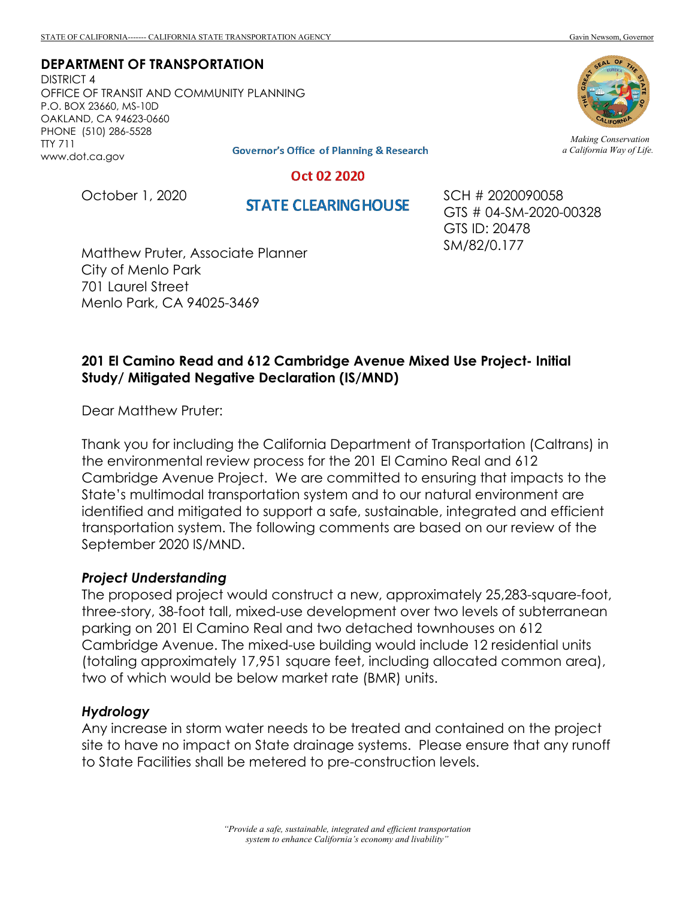STATE OF CALIFORNIA------- CALIFORNIA STATE TRANSPORTATION AGENCY Gavin Newsom, Governor

**DEPARTMENT OF TRANSPORTATION**
DISTRICT 4
OFFICE OF TRANSIT AND COMMUNITY PLANNING
P.O. BOX 23660, MS-10D
OAKLAND, CA 94623-0660
PHONE (510) 286-5528
TTY 711
www.dot.ca.gov

*Making Conservation a California Way of Life.*

Governor's Office of Planning & Research

Oct 02 2020

STATE CLEARINGHOUSE

October 1, 2020

SCH # 2020090058
GTS # 04-SM-2020-00328
GTS ID: 20478
SM/82/0.177

Matthew Pruter, Associate Planner
City of Menlo Park
701 Laurel Street
Menlo Park, CA 94025-3469

**201 El Camino Read and 612 Cambridge Avenue Mixed Use Project- Initial Study/ Mitigated Negative Declaration (IS/MND)**

Dear Matthew Pruter:

Thank you for including the California Department of Transportation (Caltrans) in the environmental review process for the 201 El Camino Real and 612 Cambridge Avenue Project. We are committed to ensuring that impacts to the State's multimodal transportation system and to our natural environment are identified and mitigated to support a safe, sustainable, integrated and efficient transportation system. The following comments are based on our review of the September 2020 IS/MND.

### *Project Understanding*

The proposed project would construct a new, approximately 25,283-square-foot, three-story, 38-foot tall, mixed-use development over two levels of subterranean parking on 201 El Camino Real and two detached townhouses on 612 Cambridge Avenue. The mixed-use building would include 12 residential units (totaling approximately 17,951 square feet, including allocated common area), two of which would be below market rate (BMR) units.

### *Hydrology*

Any increase in storm water needs to be treated and contained on the project site to have no impact on State drainage systems. Please ensure that any runoff to State Facilities shall be metered to pre-construction levels.

*"Provide a safe, sustainable, integrated and efficient transportation system to enhance California's economy and livability"*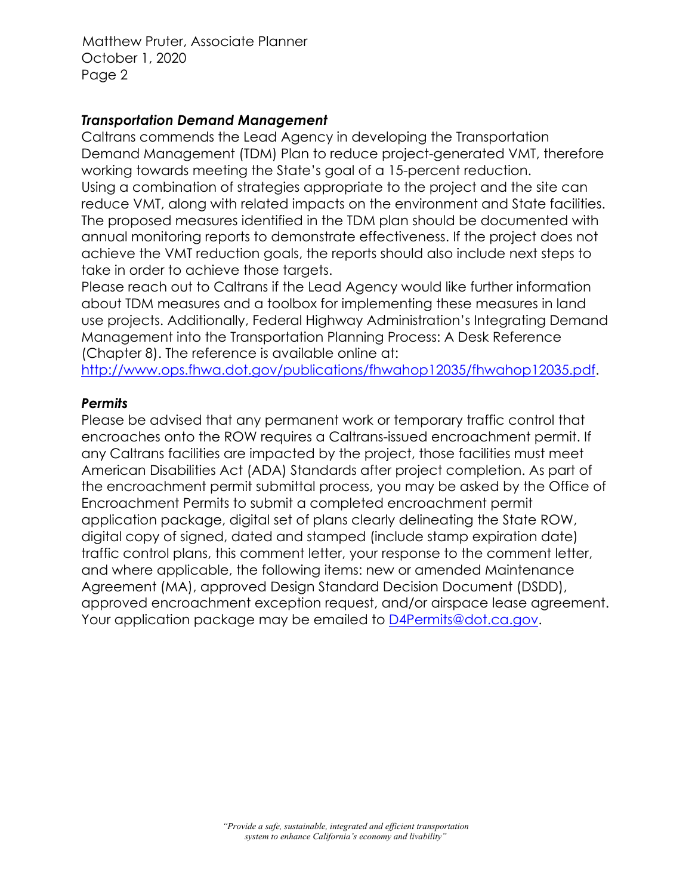### *Transportation Demand Management*

Caltrans commends the Lead Agency in developing the Transportation Demand Management (TDM) Plan to reduce project-generated VMT, therefore working towards meeting the State's goal of a 15-percent reduction.

Using a combination of strategies appropriate to the project and the site can reduce VMT, along with related impacts on the environment and State facilities. The proposed measures identified in the TDM plan should be documented with annual monitoring reports to demonstrate effectiveness. If the project does not achieve the VMT reduction goals, the reports should also include next steps to take in order to achieve those targets.

Please reach out to Caltrans if the Lead Agency would like further information about TDM measures and a toolbox for implementing these measures in land use projects. Additionally, Federal Highway Administration's Integrating Demand Management into the Transportation Planning Process: A Desk Reference (Chapter 8). The reference is available online at: http://www.ops.fhwa.dot.gov/publications/fhwahop12035/fhwahop12035.pdf.

### *Permits*

Please be advised that any permanent work or temporary traffic control that encroaches onto the ROW requires a Caltrans-issued encroachment permit. If any Caltrans facilities are impacted by the project, those facilities must meet American Disabilities Act (ADA) Standards after project completion. As part of the encroachment permit submittal process, you may be asked by the Office of Encroachment Permits to submit a completed encroachment permit application package, digital set of plans clearly delineating the State ROW, digital copy of signed, dated and stamped (include stamp expiration date) traffic control plans, this comment letter, your response to the comment letter, and where applicable, the following items: new or amended Maintenance Agreement (MA), approved Design Standard Decision Document (DSDD), approved encroachment exception request, and/or airspace lease agreement. Your application package may be emailed to D4Permits@dot.ca.gov.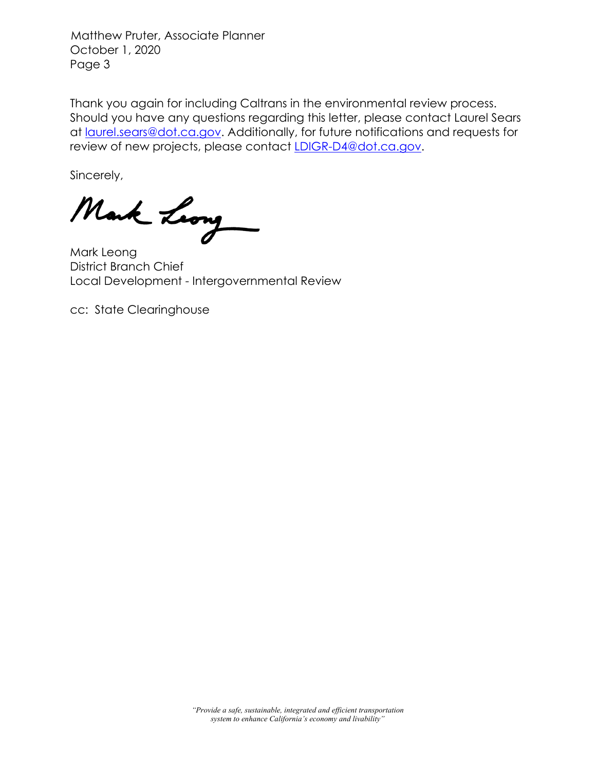Thank you again for including Caltrans in the environmental review process. Should you have any questions regarding this letter, please contact Laurel Sears at laurel.sears@dot.ca.gov. Additionally, for future notifications and requests for review of new projects, please contact LDIGR-D4@dot.ca.gov.

Sincerely,

Mark Leong

Mark Leong  
District Branch Chief  
Local Development - Intergovernmental Review

cc: State Clearinghouse